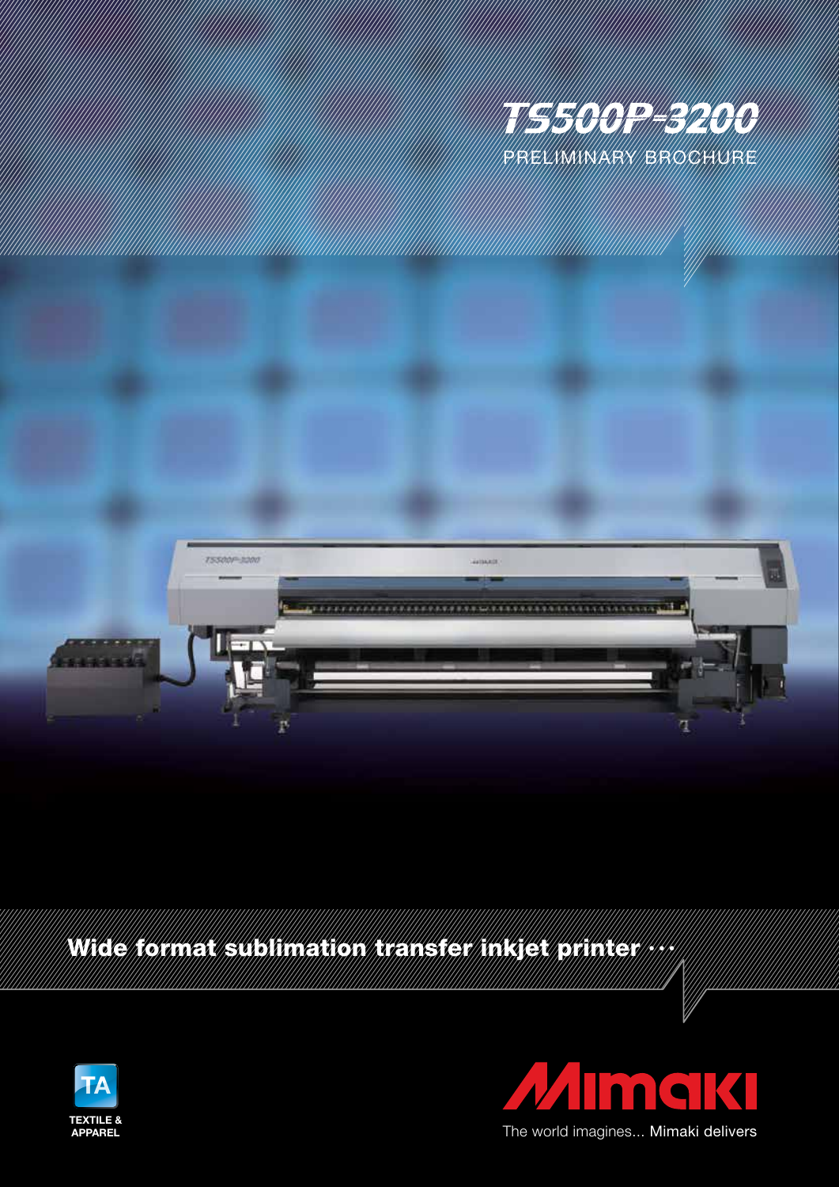# TS500P-3200

PRELIMINARY BROCHURE

## Wide format sublimation transfer inkjet printer ···

TA

TEXTILE & APPAREL

Mimaki

The world imagines... Mimaki delivers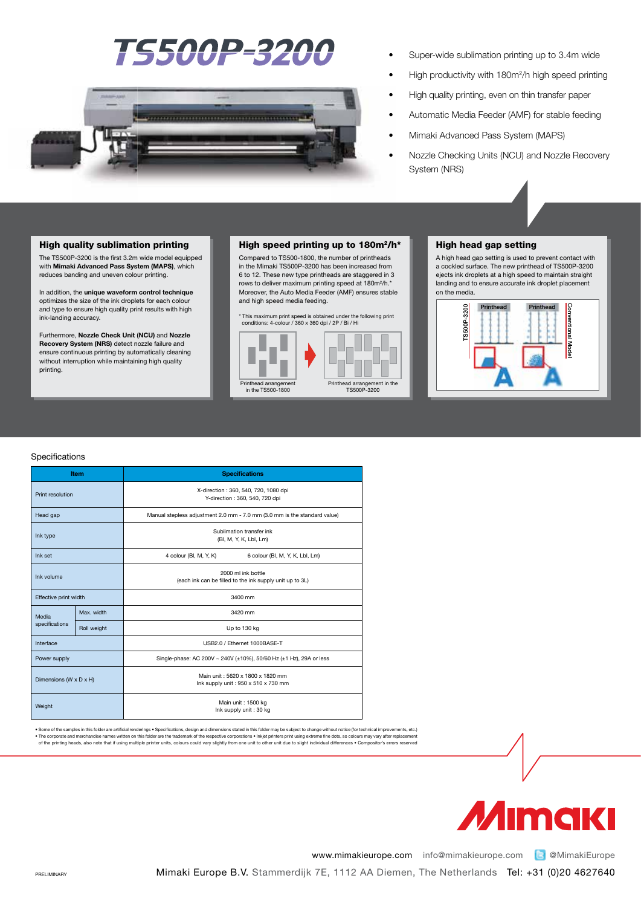# TS500P-3200

- Super-wide sublimation printing up to 3.4m wide
- High productivity with 180m²/h high speed printing
- High quality printing, even on thin transfer paper
- Automatic Media Feeder (AMF) for stable feeding
- Mimaki Advanced Pass System (MAPS)
- Nozzle Checking Units (NCU) and Nozzle Recovery System (NRS)

## High quality sublimation printing

The TS500P-3200 is the first 3.2m wide model equipped with **Mimaki Advanced Pass System (MAPS)**, which reduces banding and uneven colour printing.

In addition, the **unique waveform control technique** optimizes the size of the ink droplets for each colour and type to ensure high quality print results with high ink-landing accuracy.

Furthermore, **Nozzle Check Unit (NCU)** and **Nozzle Recovery System (NRS)** detect nozzle failure and ensure continuous printing by automatically cleaning without interruption while maintaining high quality printing.

## High speed printing up to 180m²/h*

Compared to TS500-1800, the number of printheads in the Mimaki TS500P-3200 has been increased from 6 to 12. These new type printheads are staggered in 3 rows to deliver maximum printing speed at 180m²/h.* Moreover, the Auto Media Feeder (AMF) ensures stable and high speed media feeding.

\* This maximum print speed is obtained under the following print conditions: 4-colour / 360 x 360 dpi / 2P / Bi / Hi

Printhead arrangement in the TS500-1800

Printhead arrangement in the TS500P-3200

## High head gap setting

A high head gap setting is used to prevent contact with a cockled surface. The new printhead of TS500P-3200 ejects ink droplets at a high speed to maintain straight landing and to ensure accurate ink droplet placement on the media.

TS500P-3200

Printhead

Printhead

Conventional Model

## Specifications

| Item | | Specifications |
|---|---|---|
| Print resolution | | X-direction : 360, 540, 720, 1080 dpi<br>Y-direction : 360, 540, 720 dpi |
| Head gap | | Manual stepless adjustment 2.0 mm - 7.0 mm (3.0 mm is the standard value) |
| Ink type | | Sublimation transfer ink<br>(Bl, M, Y, K, Lbl, Lm) |
| Ink set | | 4 colour (Bl, M, Y, K) 6 colour (Bl, M, Y, K, Lbl, Lm) |
| Ink volume | | 2000 ml ink bottle<br>(each ink can be filled to the ink supply unit up to 3L) |
| Effective print width | | 3400 mm |
| Media specifications | Max. width | 3420 mm |
| | Roll weight | Up to 130 kg |
| Interface | | USB2.0 / Ethernet 1000BASE-T |
| Power supply | | Single-phase: AC 200V ~ 240V (±10%), 50/60 Hz (±1 Hz), 29A or less |
| Dimensions (W x D x H) | | Main unit : 5620 x 1800 x 1820 mm<br>Ink supply unit : 950 x 510 x 730 mm |
| Weight | | Main unit : 1500 kg<br>Ink supply unit : 30 kg |

• Some of the samples in this folder are artificial renderings • Specifications, design and dimensions stated in this folder may be subject to change without notice (for technical improvements, etc.)
• The corporate and merchandise names written on this folder are the trademark of the respective corporations • Inkjet printers print using extreme fine dots, so colours may vary after replacement of the printing heads, also note that if using multiple printer units, colours could vary slightly from one unit to other unit due to slight individual differences • Compositor's errors reserved

Mimaki

www.mimakieurope.com info@mimakieurope.com @MimakiEurope

PRELIMINARY

Mimaki Europe B.V. Stammerdijk 7E, 1112 AA Diemen, The Netherlands Tel: +31 (0)20 4627640